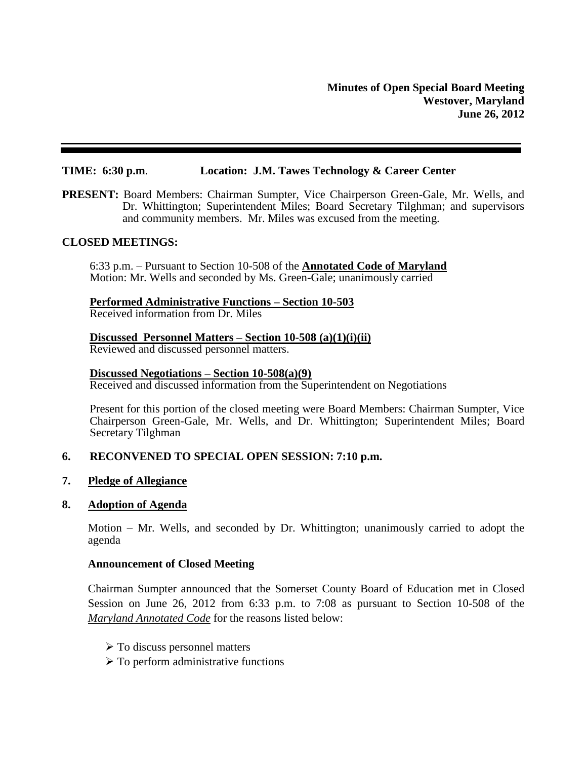**Minutes of Open Special Board Meeting**
**Westover, Maryland**
**June 26, 2012**

---

**TIME: 6:30 p.m.** **Location: J.M. Tawes Technology & Career Center**

**PRESENT:** Board Members: Chairman Sumpter, Vice Chairperson Green-Gale, Mr. Wells, and Dr. Whittington; Superintendent Miles; Board Secretary Tilghman; and supervisors and community members. Mr. Miles was excused from the meeting.

**CLOSED MEETINGS:**

6:33 p.m. – Pursuant to Section 10-508 of the **Annotated Code of Maryland**
Motion: Mr. Wells and seconded by Ms. Green-Gale; unanimously carried

**Performed Administrative Functions – Section 10-503**
Received information from Dr. Miles

**Discussed Personnel Matters – Section 10-508 (a)(1)(i)(ii)**
Reviewed and discussed personnel matters.

**Discussed Negotiations – Section 10-508(a)(9)**
Received and discussed information from the Superintendent on Negotiations

Present for this portion of the closed meeting were Board Members: Chairman Sumpter, Vice Chairperson Green-Gale, Mr. Wells, and Dr. Whittington; Superintendent Miles; Board Secretary Tilghman

**6. RECONVENED TO SPECIAL OPEN SESSION: 7:10 p.m.**

**7. Pledge of Allegiance**

**8. Adoption of Agenda**

Motion – Mr. Wells, and seconded by Dr. Whittington; unanimously carried to adopt the agenda

**Announcement of Closed Meeting**

Chairman Sumpter announced that the Somerset County Board of Education met in Closed Session on June 26, 2012 from 6:33 p.m. to 7:08 as pursuant to Section 10-508 of the *Maryland Annotated Code* for the reasons listed below:

- To discuss personnel matters
- To perform administrative functions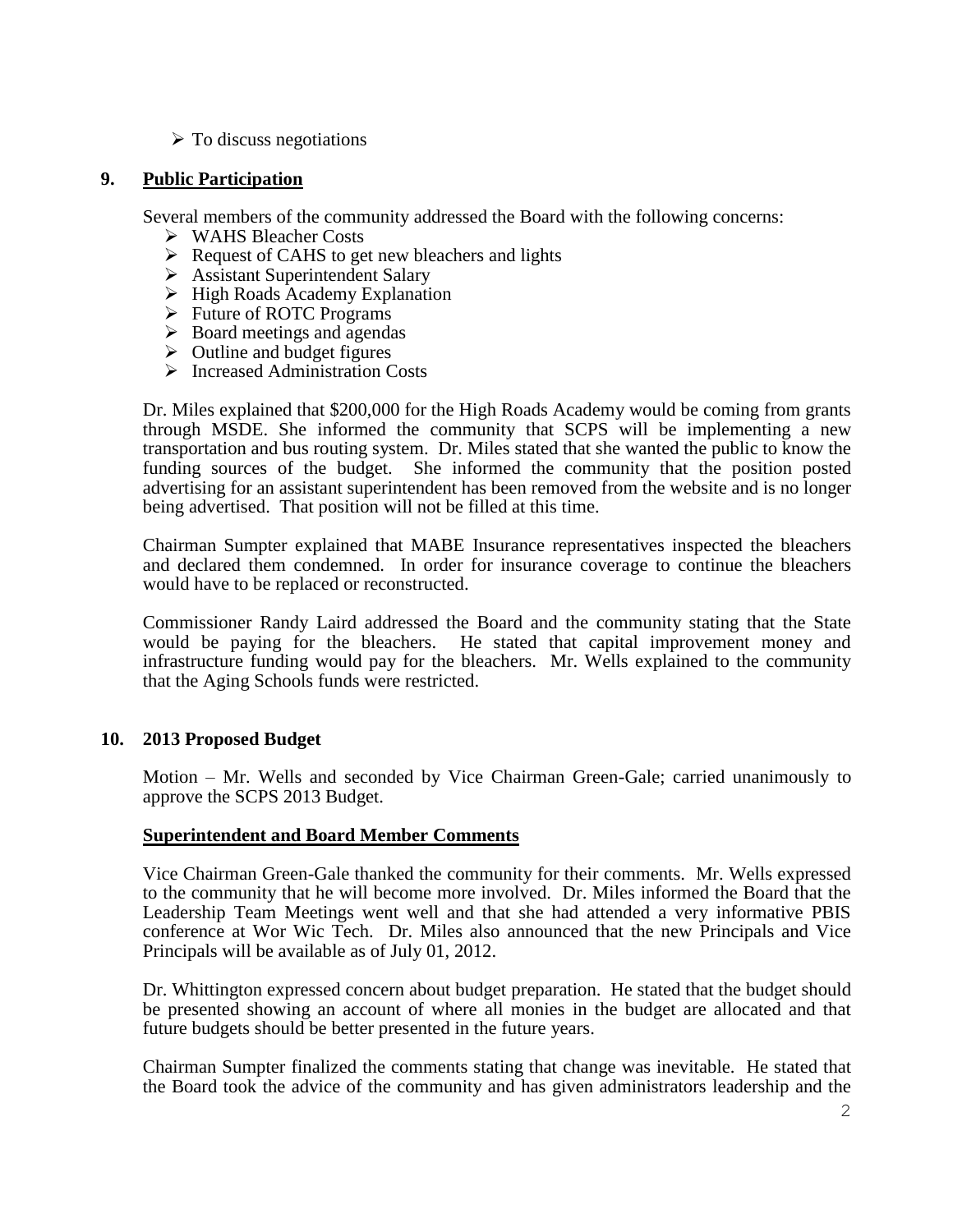- To discuss negotiations

## 9. Public Participation

Several members of the community addressed the Board with the following concerns:

- WAHS Bleacher Costs
- Request of CAHS to get new bleachers and lights
- Assistant Superintendent Salary
- High Roads Academy Explanation
- Future of ROTC Programs
- Board meetings and agendas
- Outline and budget figures
- Increased Administration Costs

Dr. Miles explained that $200,000 for the High Roads Academy would be coming from grants through MSDE. She informed the community that SCPS will be implementing a new transportation and bus routing system. Dr. Miles stated that she wanted the public to know the funding sources of the budget. She informed the community that the position posted advertising for an assistant superintendent has been removed from the website and is no longer being advertised. That position will not be filled at this time.

Chairman Sumpter explained that MABE Insurance representatives inspected the bleachers and declared them condemned. In order for insurance coverage to continue the bleachers would have to be replaced or reconstructed.

Commissioner Randy Laird addressed the Board and the community stating that the State would be paying for the bleachers. He stated that capital improvement money and infrastructure funding would pay for the bleachers. Mr. Wells explained to the community that the Aging Schools funds were restricted.

## 10. 2013 Proposed Budget

Motion – Mr. Wells and seconded by Vice Chairman Green-Gale; carried unanimously to approve the SCPS 2013 Budget.

### Superintendent and Board Member Comments

Vice Chairman Green-Gale thanked the community for their comments. Mr. Wells expressed to the community that he will become more involved. Dr. Miles informed the Board that the Leadership Team Meetings went well and that she had attended a very informative PBIS conference at Wor Wic Tech. Dr. Miles also announced that the new Principals and Vice Principals will be available as of July 01, 2012.

Dr. Whittington expressed concern about budget preparation. He stated that the budget should be presented showing an account of where all monies in the budget are allocated and that future budgets should be better presented in the future years.

Chairman Sumpter finalized the comments stating that change was inevitable. He stated that the Board took the advice of the community and has given administrators leadership and the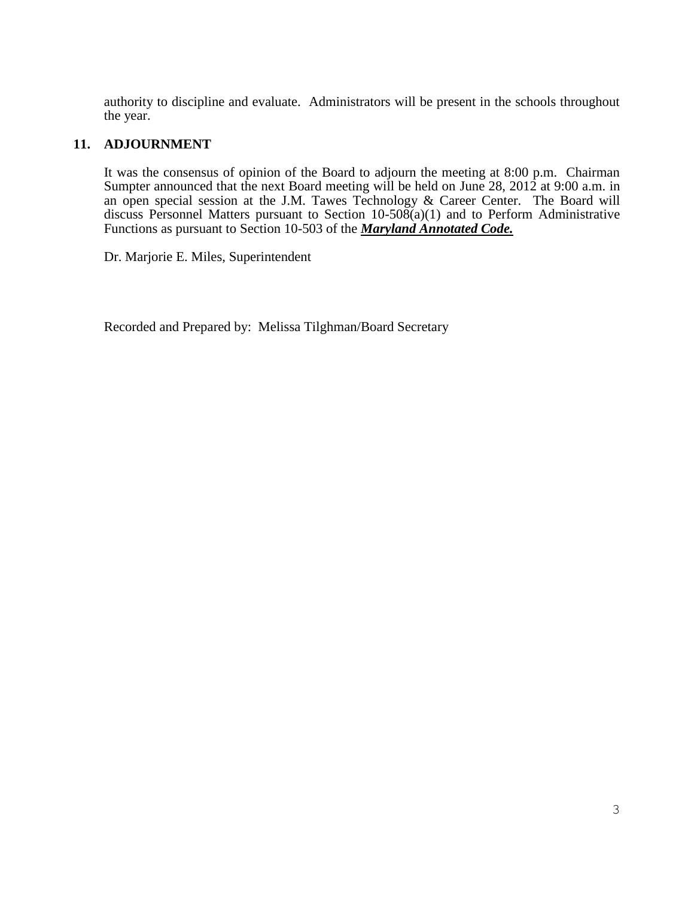authority to discipline and evaluate. Administrators will be present in the schools throughout the year.

## 11. ADJOURNMENT

It was the consensus of opinion of the Board to adjourn the meeting at 8:00 p.m. Chairman Sumpter announced that the next Board meeting will be held on June 28, 2012 at 9:00 a.m. in an open special session at the J.M. Tawes Technology & Career Center. The Board will discuss Personnel Matters pursuant to Section 10-508(a)(1) and to Perform Administrative Functions as pursuant to Section 10-503 of the ***Maryland Annotated Code.***

Dr. Marjorie E. Miles, Superintendent

Recorded and Prepared by: Melissa Tilghman/Board Secretary